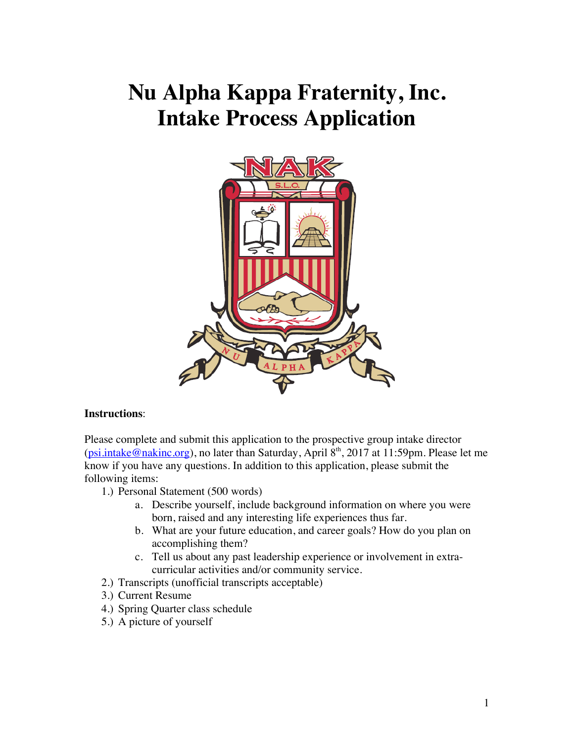# Nu Alpha Kappa Fraternity, Inc.
# Intake Process Application

**Instructions**:

Please complete and submit this application to the prospective group intake director (psi.intake@nakinc.org), no later than Saturday, April 8th, 2017 at 11:59pm. Please let me know if you have any questions. In addition to this application, please submit the following items:

1.) Personal Statement (500 words)
   a. Describe yourself, include background information on where you were born, raised and any interesting life experiences thus far.
   b. What are your future education, and career goals? How do you plan on accomplishing them?
   c. Tell us about any past leadership experience or involvement in extra-curricular activities and/or community service.

2.) Transcripts (unofficial transcripts acceptable)

3.) Current Resume

4.) Spring Quarter class schedule

5.) A picture of yourself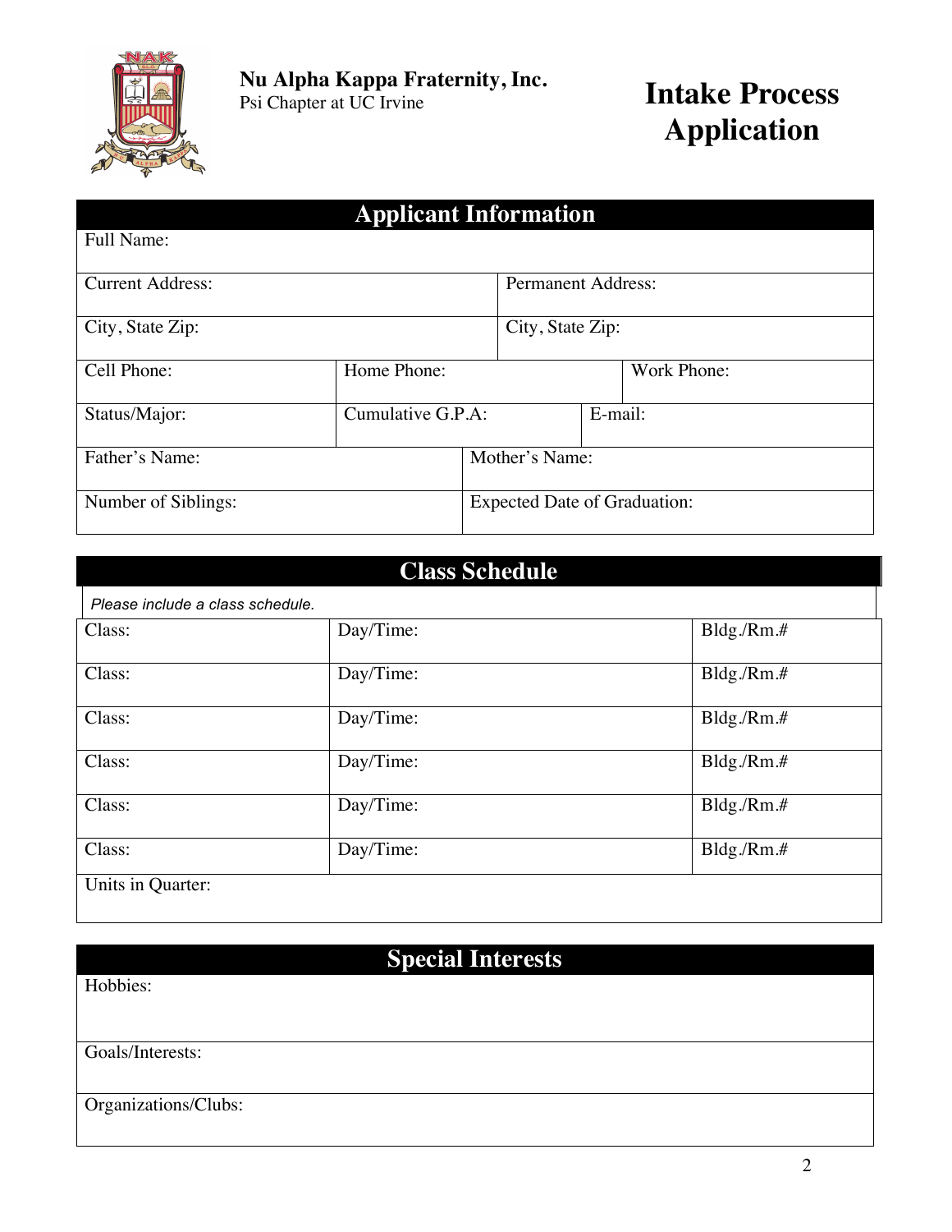**Nu Alpha Kappa Fraternity, Inc.**
Psi Chapter at UC Irvine

# Intake Process Application

## Applicant Information

| Full Name: | | |
|---|---|---|
| Current Address: | Permanent Address: | |
| City, State Zip: | City, State Zip: | |
| Cell Phone: | Home Phone: | Work Phone: |
| Status/Major: | Cumulative G.P.A: | E-mail: |
| Father's Name: | Mother's Name: | |
| Number of Siblings: | Expected Date of Graduation: | |

## Class Schedule

*Please include a class schedule.*

| Class: | Day/Time: | Bldg./Rm.# |
|---|---|---|
| Class: | Day/Time: | Bldg./Rm.# |
| Class: | Day/Time: | Bldg./Rm.# |
| Class: | Day/Time: | Bldg./Rm.# |
| Class: | Day/Time: | Bldg./Rm.# |
| Class: | Day/Time: | Bldg./Rm.# |
| Units in Quarter: | | |

## Special Interests

| Hobbies: |
|---|
| Goals/Interests: |
| Organizations/Clubs: |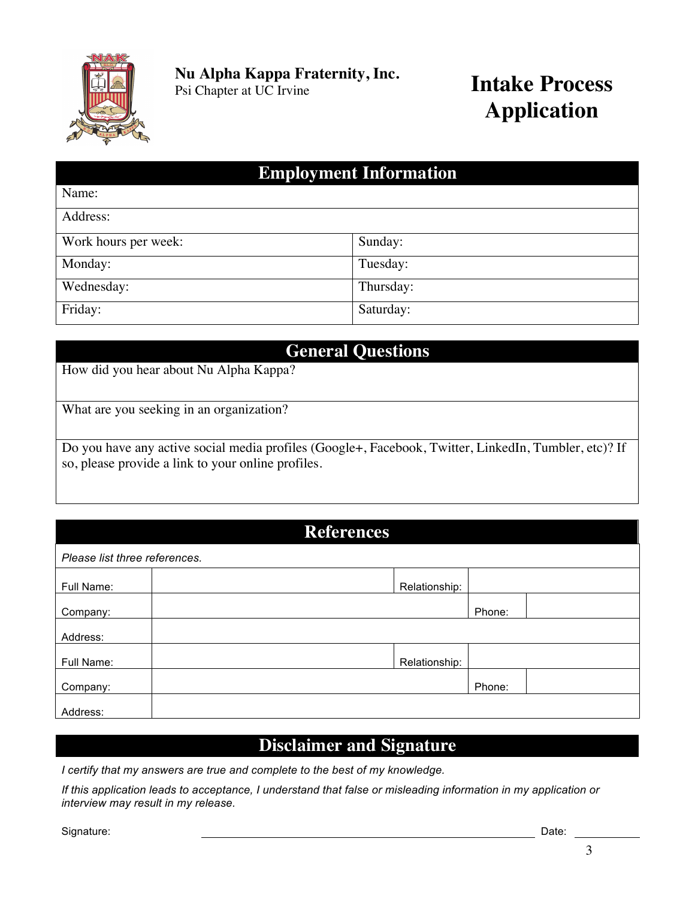**Nu Alpha Kappa Fraternity, Inc.**
Psi Chapter at UC Irvine

# Intake Process Application

## Employment Information

| Name: | |
|---|---|
| Address: | |
| Work hours per week: | Sunday: |
| Monday: | Tuesday: |
| Wednesday: | Thursday: |
| Friday: | Saturday: |

## General Questions

How did you hear about Nu Alpha Kappa?

What are you seeking in an organization?

Do you have any active social media profiles (Google+, Facebook, Twitter, LinkedIn, Tumbler, etc)? If so, please provide a link to your online profiles.

## References

*Please list three references.*

| | | | |
|---|---|---|---|
| Full Name: | | Relationship: | |
| Company: | | Phone: | |
| Address: | | | |
| Full Name: | | Relationship: | |
| Company: | | Phone: | |
| Address: | | | |

## Disclaimer and Signature

*I certify that my answers are true and complete to the best of my knowledge.*

*If this application leads to acceptance, I understand that false or misleading information in my application or interview may result in my release.*

Signature: ______________________________ Date: __________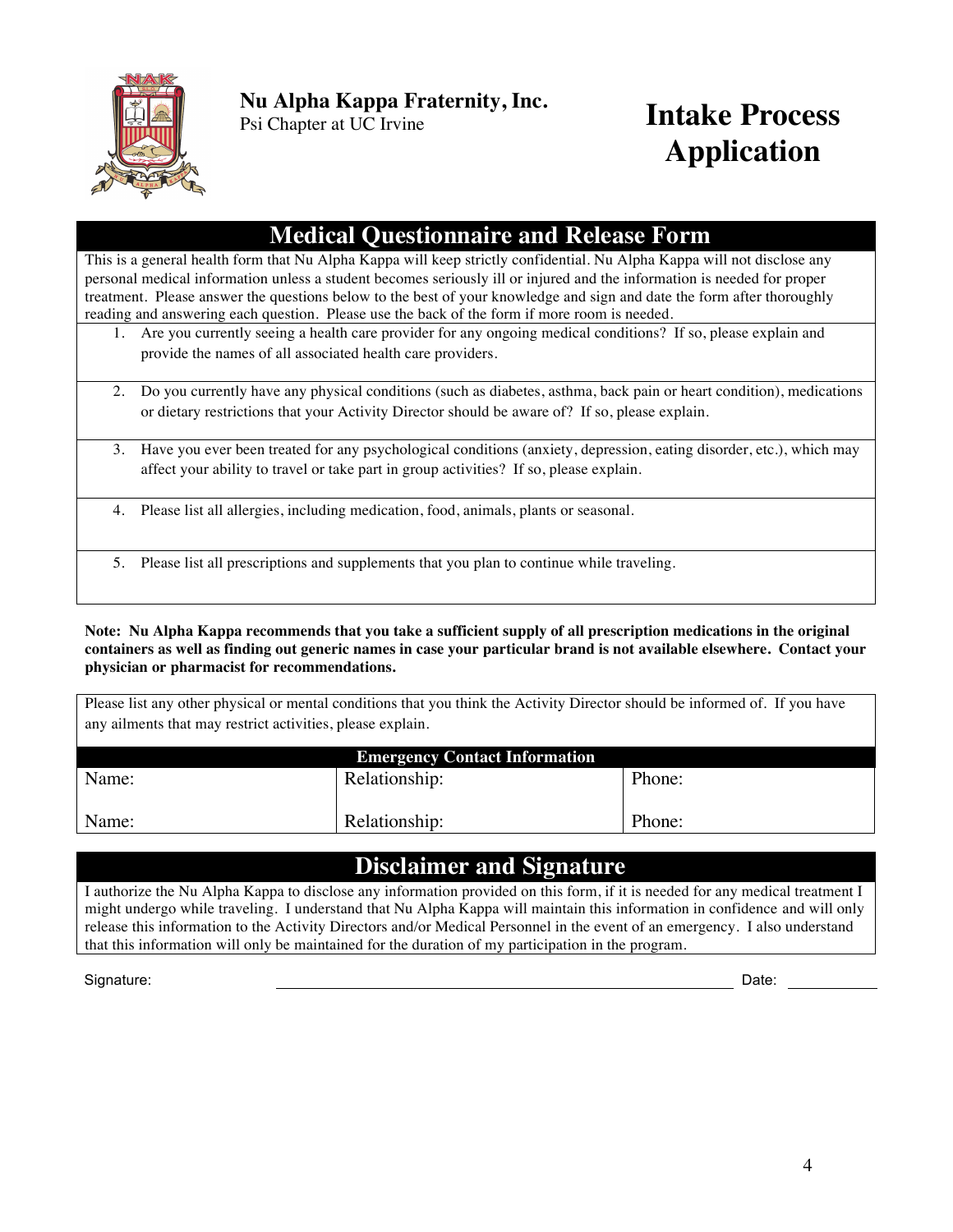**Nu Alpha Kappa Fraternity, Inc.**
Psi Chapter at UC Irvine

# Intake Process Application

## Medical Questionnaire and Release Form

This is a general health form that Nu Alpha Kappa will keep strictly confidential. Nu Alpha Kappa will not disclose any personal medical information unless a student becomes seriously ill or injured and the information is needed for proper treatment. Please answer the questions below to the best of your knowledge and sign and date the form after thoroughly reading and answering each question. Please use the back of the form if more room is needed.

1. Are you currently seeing a health care provider for any ongoing medical conditions? If so, please explain and provide the names of all associated health care providers.
2. Do you currently have any physical conditions (such as diabetes, asthma, back pain or heart condition), medications or dietary restrictions that your Activity Director should be aware of? If so, please explain.
3. Have you ever been treated for any psychological conditions (anxiety, depression, eating disorder, etc.), which may affect your ability to travel or take part in group activities? If so, please explain.
4. Please list all allergies, including medication, food, animals, plants or seasonal.
5. Please list all prescriptions and supplements that you plan to continue while traveling.

**Note: Nu Alpha Kappa recommends that you take a sufficient supply of all prescription medications in the original containers as well as finding out generic names in case your particular brand is not available elsewhere. Contact your physician or pharmacist for recommendations.**

Please list any other physical or mental conditions that you think the Activity Director should be informed of. If you have any ailments that may restrict activities, please explain.

**Emergency Contact Information**

| | | |
|---|---|---|
| Name: | Relationship: | Phone: |
| Name: | Relationship: | Phone: |

## Disclaimer and Signature

I authorize the Nu Alpha Kappa to disclose any information provided on this form, if it is needed for any medical treatment I might undergo while traveling. I understand that Nu Alpha Kappa will maintain this information in confidence and will only release this information to the Activity Directors and/or Medical Personnel in the event of an emergency. I also understand that this information will only be maintained for the duration of my participation in the program.

Signature: ______________________________ Date: __________